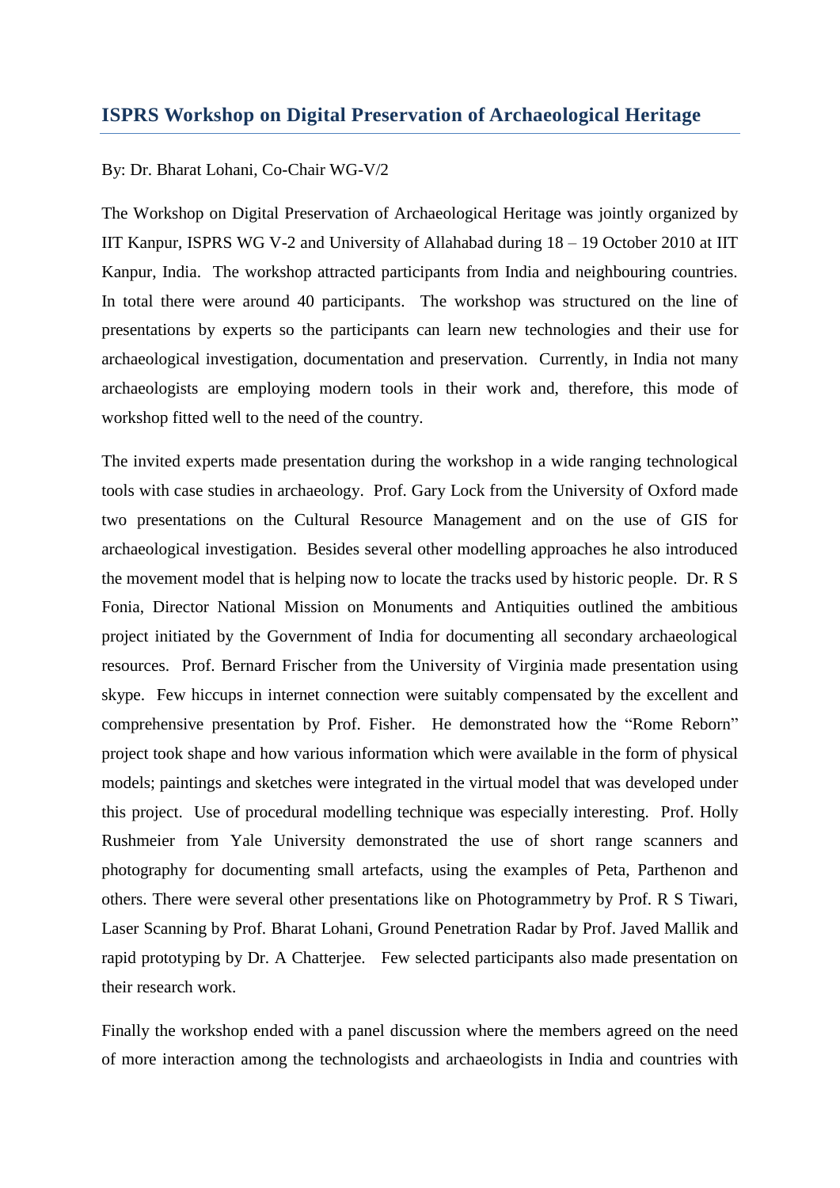## ISPRS Workshop on Digital Preservation of Archaeological Heritage

By: Dr. Bharat Lohani, Co-Chair WG-V/2

The Workshop on Digital Preservation of Archaeological Heritage was jointly organized by IIT Kanpur, ISPRS WG V-2 and University of Allahabad during 18 – 19 October 2010 at IIT Kanpur, India. The workshop attracted participants from India and neighbouring countries. In total there were around 40 participants. The workshop was structured on the line of presentations by experts so the participants can learn new technologies and their use for archaeological investigation, documentation and preservation. Currently, in India not many archaeologists are employing modern tools in their work and, therefore, this mode of workshop fitted well to the need of the country.

The invited experts made presentation during the workshop in a wide ranging technological tools with case studies in archaeology. Prof. Gary Lock from the University of Oxford made two presentations on the Cultural Resource Management and on the use of GIS for archaeological investigation. Besides several other modelling approaches he also introduced the movement model that is helping now to locate the tracks used by historic people. Dr. R S Fonia, Director National Mission on Monuments and Antiquities outlined the ambitious project initiated by the Government of India for documenting all secondary archaeological resources. Prof. Bernard Frischer from the University of Virginia made presentation using skype. Few hiccups in internet connection were suitably compensated by the excellent and comprehensive presentation by Prof. Fisher. He demonstrated how the "Rome Reborn" project took shape and how various information which were available in the form of physical models; paintings and sketches were integrated in the virtual model that was developed under this project. Use of procedural modelling technique was especially interesting. Prof. Holly Rushmeier from Yale University demonstrated the use of short range scanners and photography for documenting small artefacts, using the examples of Peta, Parthenon and others. There were several other presentations like on Photogrammetry by Prof. R S Tiwari, Laser Scanning by Prof. Bharat Lohani, Ground Penetration Radar by Prof. Javed Mallik and rapid prototyping by Dr. A Chatterjee. Few selected participants also made presentation on their research work.

Finally the workshop ended with a panel discussion where the members agreed on the need of more interaction among the technologists and archaeologists in India and countries with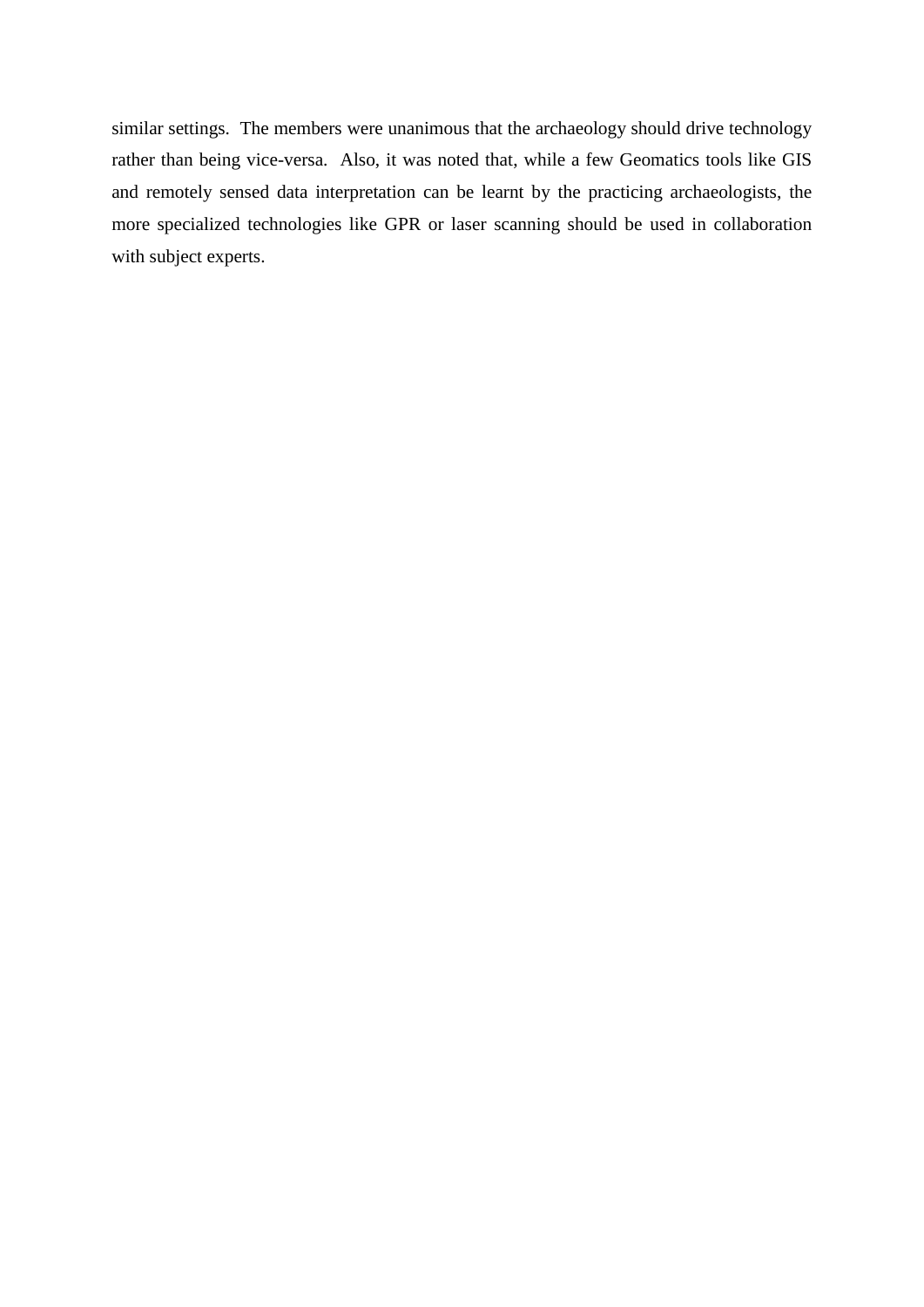similar settings. The members were unanimous that the archaeology should drive technology rather than being vice-versa. Also, it was noted that, while a few Geomatics tools like GIS and remotely sensed data interpretation can be learnt by the practicing archaeologists, the more specialized technologies like GPR or laser scanning should be used in collaboration with subject experts.